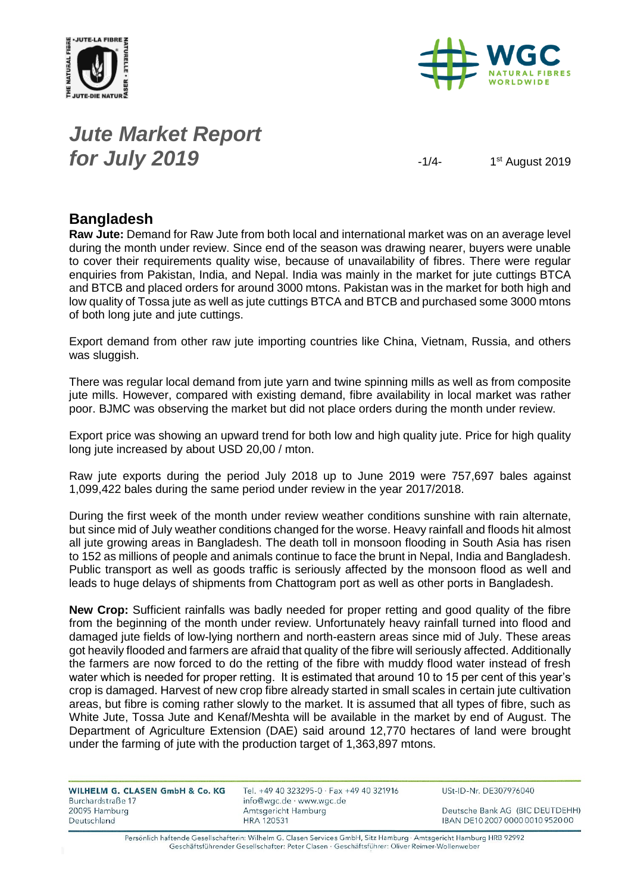# Jute Market Report for July 2019

1st August 2019

## Bangladesh

**Raw Jute:** Demand for Raw Jute from both local and international market was on an average level during the month under review. Since end of the season was drawing nearer, buyers were unable to cover their requirements quality wise, because of unavailability of fibres. There were regular enquiries from Pakistan, India, and Nepal. India was mainly in the market for jute cuttings BTCA and BTCB and placed orders for around 3000 mtons. Pakistan was in the market for both high and low quality of Tossa jute as well as jute cuttings BTCA and BTCB and purchased some 3000 mtons of both long jute and jute cuttings.

Export demand from other raw jute importing countries like China, Vietnam, Russia, and others was sluggish.

There was regular local demand from jute yarn and twine spinning mills as well as from composite jute mills. However, compared with existing demand, fibre availability in local market was rather poor. BJMC was observing the market but did not place orders during the month under review.

Export price was showing an upward trend for both low and high quality jute. Price for high quality long jute increased by about USD 20,00 / mton.

Raw jute exports during the period July 2018 up to June 2019 were 757,697 bales against 1,099,422 bales during the same period under review in the year 2017/2018.

During the first week of the month under review weather conditions sunshine with rain alternate, but since mid of July weather conditions changed for the worse. Heavy rainfall and floods hit almost all jute growing areas in Bangladesh. The death toll in monsoon flooding in South Asia has risen to 152 as millions of people and animals continue to face the brunt in Nepal, India and Bangladesh. Public transport as well as goods traffic is seriously affected by the monsoon flood as well and leads to huge delays of shipments from Chattogram port as well as other ports in Bangladesh.

**New Crop:** Sufficient rainfalls was badly needed for proper retting and good quality of the fibre from the beginning of the month under review. Unfortunately heavy rainfall turned into flood and damaged jute fields of low-lying northern and north-eastern areas since mid of July. These areas got heavily flooded and farmers are afraid that quality of the fibre will seriously affected. Additionally the farmers are now forced to do the retting of the fibre with muddy flood water instead of fresh water which is needed for proper retting. It is estimated that around 10 to 15 per cent of this year's crop is damaged. Harvest of new crop fibre already started in small scales in certain jute cultivation areas, but fibre is coming rather slowly to the market. It is assumed that all types of fibre, such as White Jute, Tossa Jute and Kenaf/Meshta will be available in the market by end of August. The Department of Agriculture Extension (DAE) said around 12,770 hectares of land were brought under the farming of jute with the production target of 1,363,897 mtons.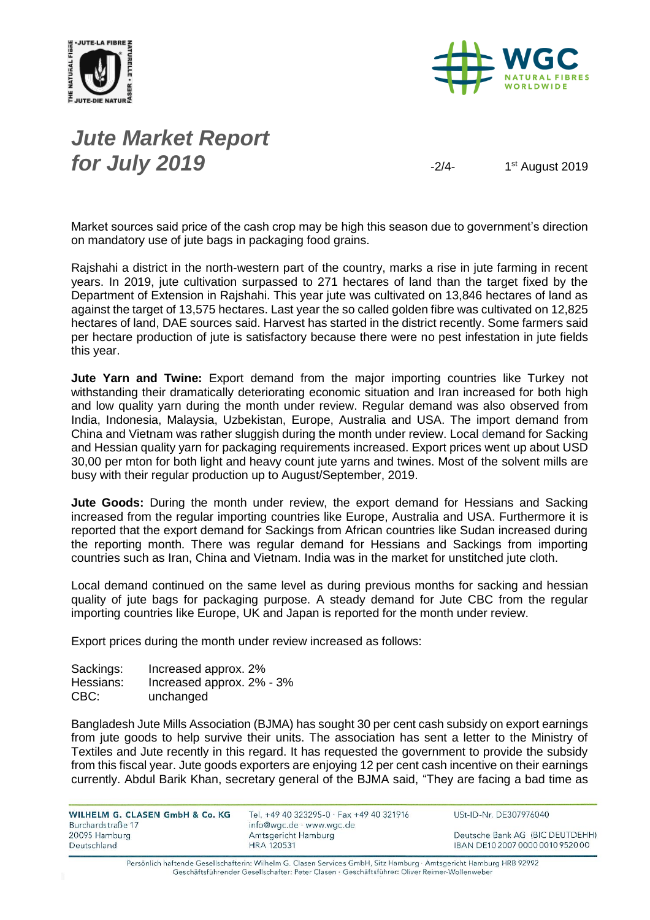Market sources said price of the cash crop may be high this season due to government's direction on mandatory use of jute bags in packaging food grains.

Rajshahi a district in the north-western part of the country, marks a rise in jute farming in recent years. In 2019, jute cultivation surpassed to 271 hectares of land than the target fixed by the Department of Extension in Rajshahi. This year jute was cultivated on 13,846 hectares of land as against the target of 13,575 hectares. Last year the so called golden fibre was cultivated on 12,825 hectares of land, DAE sources said. Harvest has started in the district recently. Some farmers said per hectare production of jute is satisfactory because there were no pest infestation in jute fields this year.

**Jute Yarn and Twine:** Export demand from the major importing countries like Turkey not withstanding their dramatically deteriorating economic situation and Iran increased for both high and low quality yarn during the month under review. Regular demand was also observed from India, Indonesia, Malaysia, Uzbekistan, Europe, Australia and USA. The import demand from China and Vietnam was rather sluggish during the month under review. Local demand for Sacking and Hessian quality yarn for packaging requirements increased. Export prices went up about USD 30,00 per mton for both light and heavy count jute yarns and twines. Most of the solvent mills are busy with their regular production up to August/September, 2019.

**Jute Goods:** During the month under review, the export demand for Hessians and Sacking increased from the regular importing countries like Europe, Australia and USA. Furthermore it is reported that the export demand for Sackings from African countries like Sudan increased during the reporting month. There was regular demand for Hessians and Sackings from importing countries such as Iran, China and Vietnam. India was in the market for unstitched jute cloth.

Local demand continued on the same level as during previous months for sacking and hessian quality of jute bags for packaging purpose. A steady demand for Jute CBC from the regular importing countries like Europe, UK and Japan is reported for the month under review.

Export prices during the month under review increased as follows:

| | |
|---|---|
| Sackings: | Increased approx. 2% |
| Hessians: | Increased approx. 2% - 3% |
| CBC: | unchanged |

Bangladesh Jute Mills Association (BJMA) has sought 30 per cent cash subsidy on export earnings from jute goods to help survive their units. The association has sent a letter to the Ministry of Textiles and Jute recently in this regard. It has requested the government to provide the subsidy from this fiscal year. Jute goods exporters are enjoying 12 per cent cash incentive on their earnings currently. Abdul Barik Khan, secretary general of the BJMA said, "They are facing a bad time as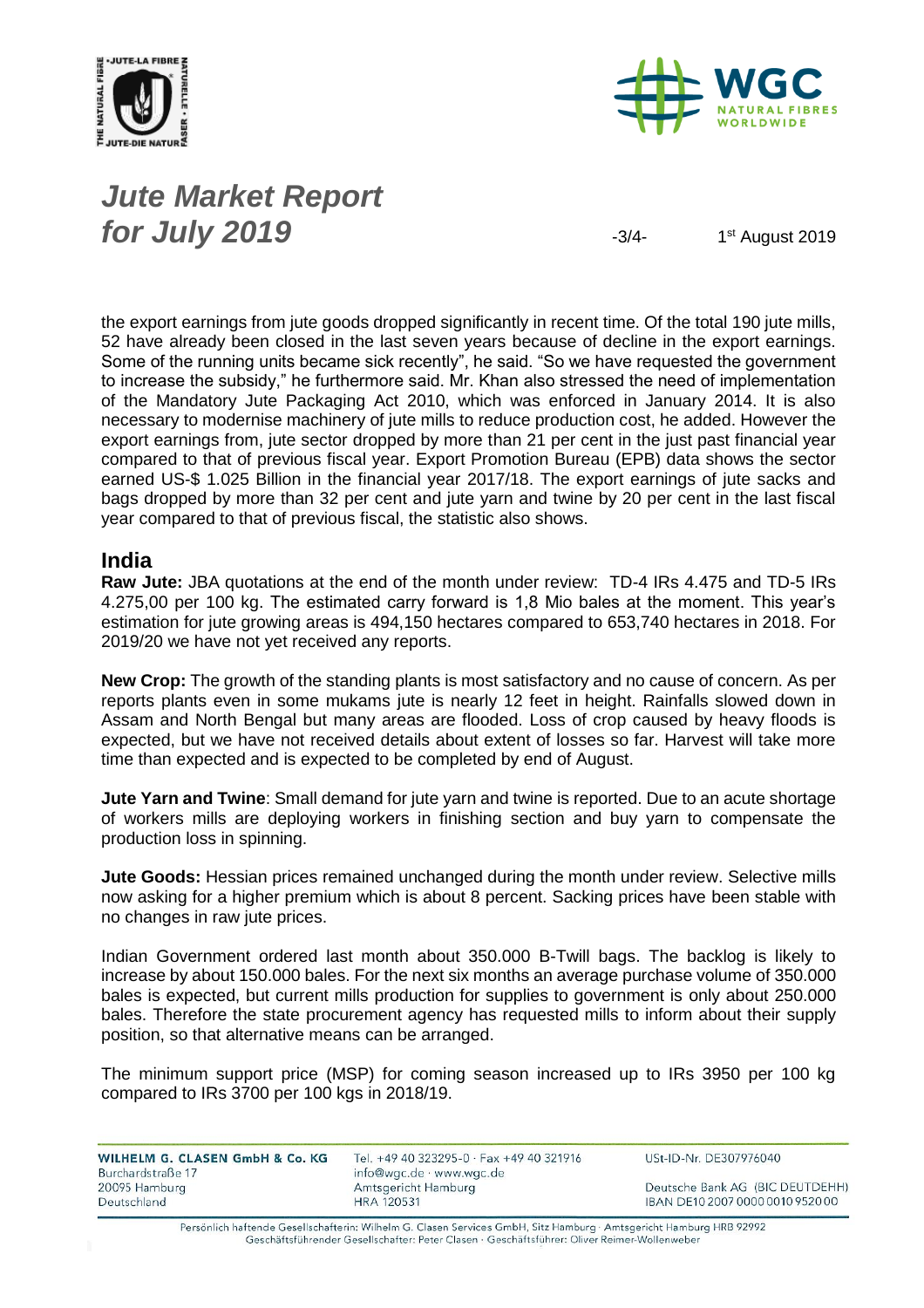the export earnings from jute goods dropped significantly in recent time. Of the total 190 jute mills, 52 have already been closed in the last seven years because of decline in the export earnings. Some of the running units became sick recently", he said. "So we have requested the government to increase the subsidy," he furthermore said. Mr. Khan also stressed the need of implementation of the Mandatory Jute Packaging Act 2010, which was enforced in January 2014. It is also necessary to modernise machinery of jute mills to reduce production cost, he added. However the export earnings from, jute sector dropped by more than 21 per cent in the just past financial year compared to that of previous fiscal year. Export Promotion Bureau (EPB) data shows the sector earned US-$ 1.025 Billion in the financial year 2017/18. The export earnings of jute sacks and bags dropped by more than 32 per cent and jute yarn and twine by 20 per cent in the last fiscal year compared to that of previous fiscal, the statistic also shows.

## India

**Raw Jute:** JBA quotations at the end of the month under review: TD-4 IRs 4.475 and TD-5 IRs 4.275,00 per 100 kg. The estimated carry forward is 1,8 Mio bales at the moment. This year's estimation for jute growing areas is 494,150 hectares compared to 653,740 hectares in 2018. For 2019/20 we have not yet received any reports.

**New Crop:** The growth of the standing plants is most satisfactory and no cause of concern. As per reports plants even in some mukams jute is nearly 12 feet in height. Rainfalls slowed down in Assam and North Bengal but many areas are flooded. Loss of crop caused by heavy floods is expected, but we have not received details about extent of losses so far. Harvest will take more time than expected and is expected to be completed by end of August.

**Jute Yarn and Twine**: Small demand for jute yarn and twine is reported. Due to an acute shortage of workers mills are deploying workers in finishing section and buy yarn to compensate the production loss in spinning.

**Jute Goods:** Hessian prices remained unchanged during the month under review. Selective mills now asking for a higher premium which is about 8 percent. Sacking prices have been stable with no changes in raw jute prices.

Indian Government ordered last month about 350.000 B-Twill bags. The backlog is likely to increase by about 150.000 bales. For the next six months an average purchase volume of 350.000 bales is expected, but current mills production for supplies to government is only about 250.000 bales. Therefore the state procurement agency has requested mills to inform about their supply position, so that alternative means can be arranged.

The minimum support price (MSP) for coming season increased up to IRs 3950 per 100 kg compared to IRs 3700 per 100 kgs in 2018/19.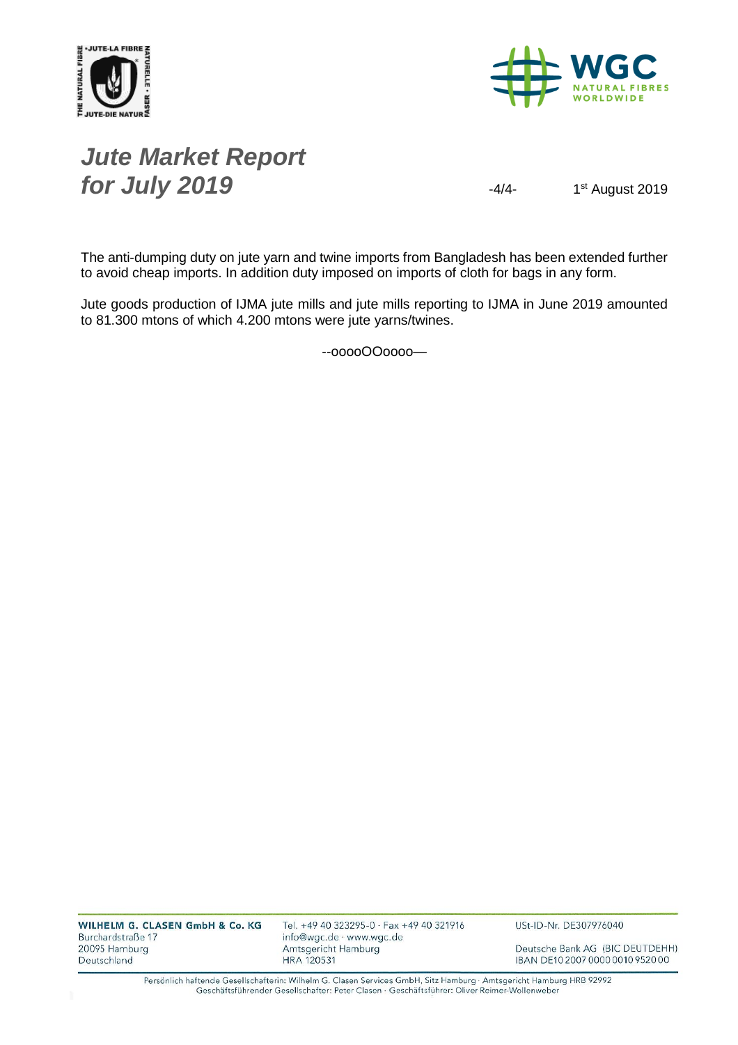# Jute Market Report for July 2019

1st August 2019

The anti-dumping duty on jute yarn and twine imports from Bangladesh has been extended further to avoid cheap imports. In addition duty imposed on imports of cloth for bags in any form.

Jute goods production of IJMA jute mills and jute mills reporting to IJMA in June 2019 amounted to 81.300 mtons of which 4.200 mtons were jute yarns/twines.

--ooooOOoooo—